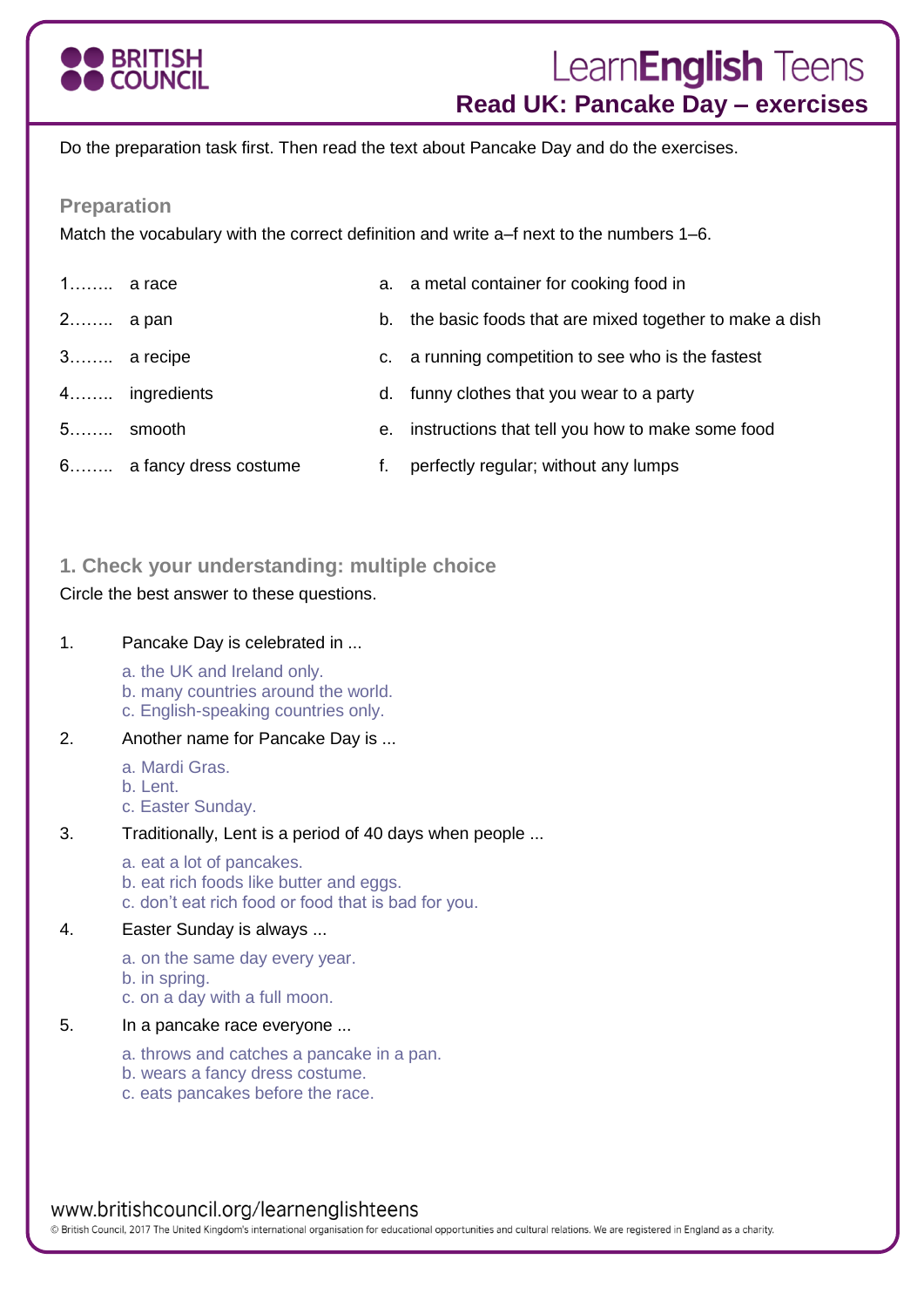# LearnEnglish Teens

## Read UK: Pancake Day – exercises

Do the preparation task first. Then read the text about Pancake Day and do the exercises.

### Preparation

Match the vocabulary with the correct definition and write a–f next to the numbers 1–6.

| | |
|---|---|
| 1…….. a race | a. a metal container for cooking food in |
| 2…….. a pan | b. the basic foods that are mixed together to make a dish |
| 3…….. a recipe | c. a running competition to see who is the fastest |
| 4…….. ingredients | d. funny clothes that you wear to a party |
| 5…….. smooth | e. instructions that tell you how to make some food |
| 6…….. a fancy dress costume | f. perfectly regular; without any lumps |

### 1. Check your understanding: multiple choice

Circle the best answer to these questions.

1. Pancake Day is celebrated in ...

   a. the UK and Ireland only.
   b. many countries around the world.
   c. English-speaking countries only.

2. Another name for Pancake Day is ...

   a. Mardi Gras.
   b. Lent.
   c. Easter Sunday.

3. Traditionally, Lent is a period of 40 days when people ...

   a. eat a lot of pancakes.
   b. eat rich foods like butter and eggs.
   c. don't eat rich food or food that is bad for you.

4. Easter Sunday is always ...

   a. on the same day every year.
   b. in spring.
   c. on a day with a full moon.

5. In a pancake race everyone ...

   a. throws and catches a pancake in a pan.
   b. wears a fancy dress costume.
   c. eats pancakes before the race.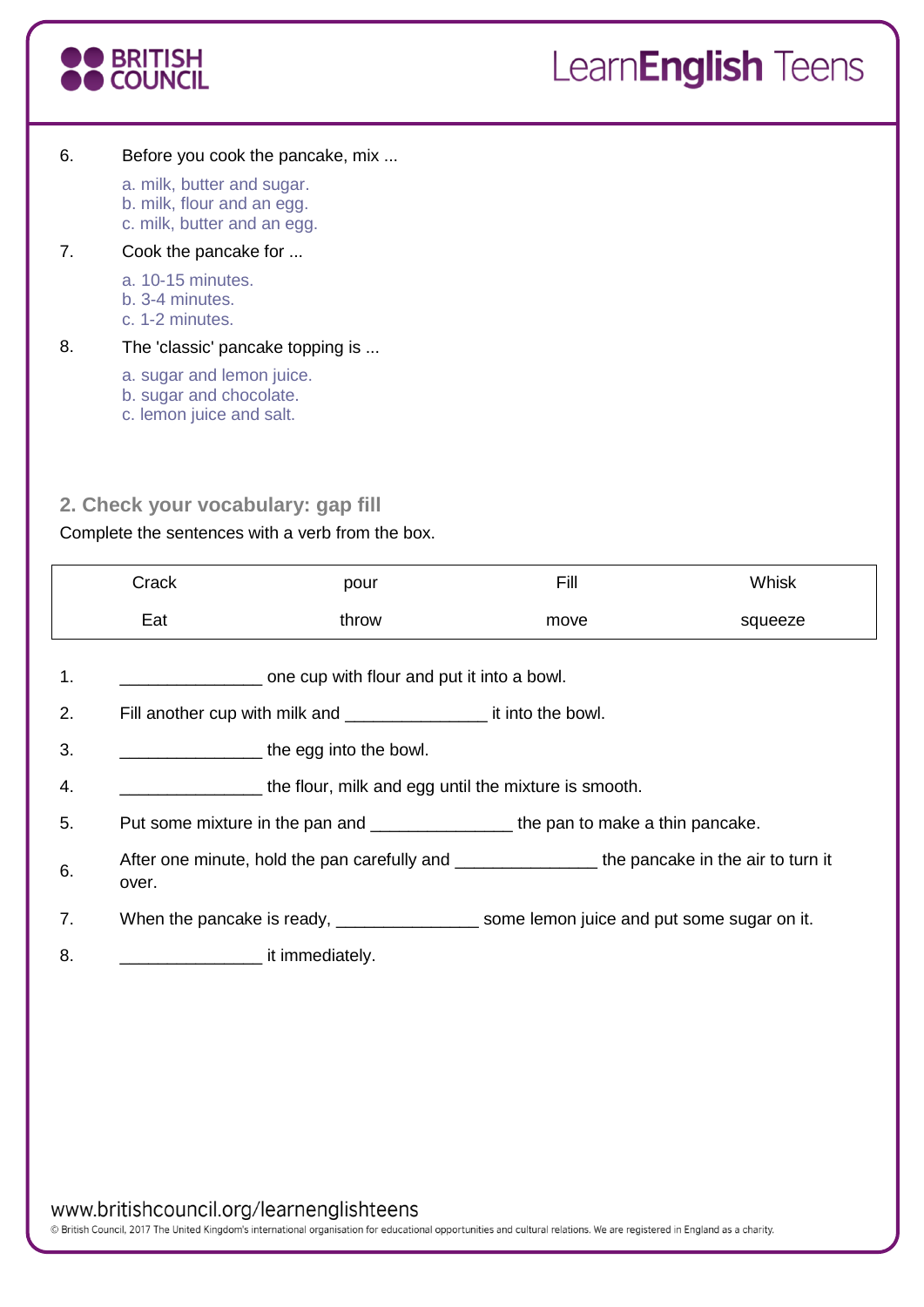6. Before you cook the pancake, mix ...

   a. milk, butter and sugar.
   b. milk, flour and an egg.
   c. milk, butter and an egg.

7. Cook the pancake for ...

   a. 10-15 minutes.
   b. 3-4 minutes.
   c. 1-2 minutes.

8. The 'classic' pancake topping is ...

   a. sugar and lemon juice.
   b. sugar and chocolate.
   c. lemon juice and salt.

## 2. Check your vocabulary: gap fill

Complete the sentences with a verb from the box.

| Crack | pour | Fill | Whisk |
|---|---|---|---|
| Eat | throw | move | squeeze |

1. _______________ one cup with flour and put it into a bowl.
2. Fill another cup with milk and _______________ it into the bowl.
3. _______________ the egg into the bowl.
4. _______________ the flour, milk and egg until the mixture is smooth.
5. Put some mixture in the pan and _______________ the pan to make a thin pancake.
6. After one minute, hold the pan carefully and _______________ the pancake in the air to turn it over.
7. When the pancake is ready, _______________ some lemon juice and put some sugar on it.
8. _______________ it immediately.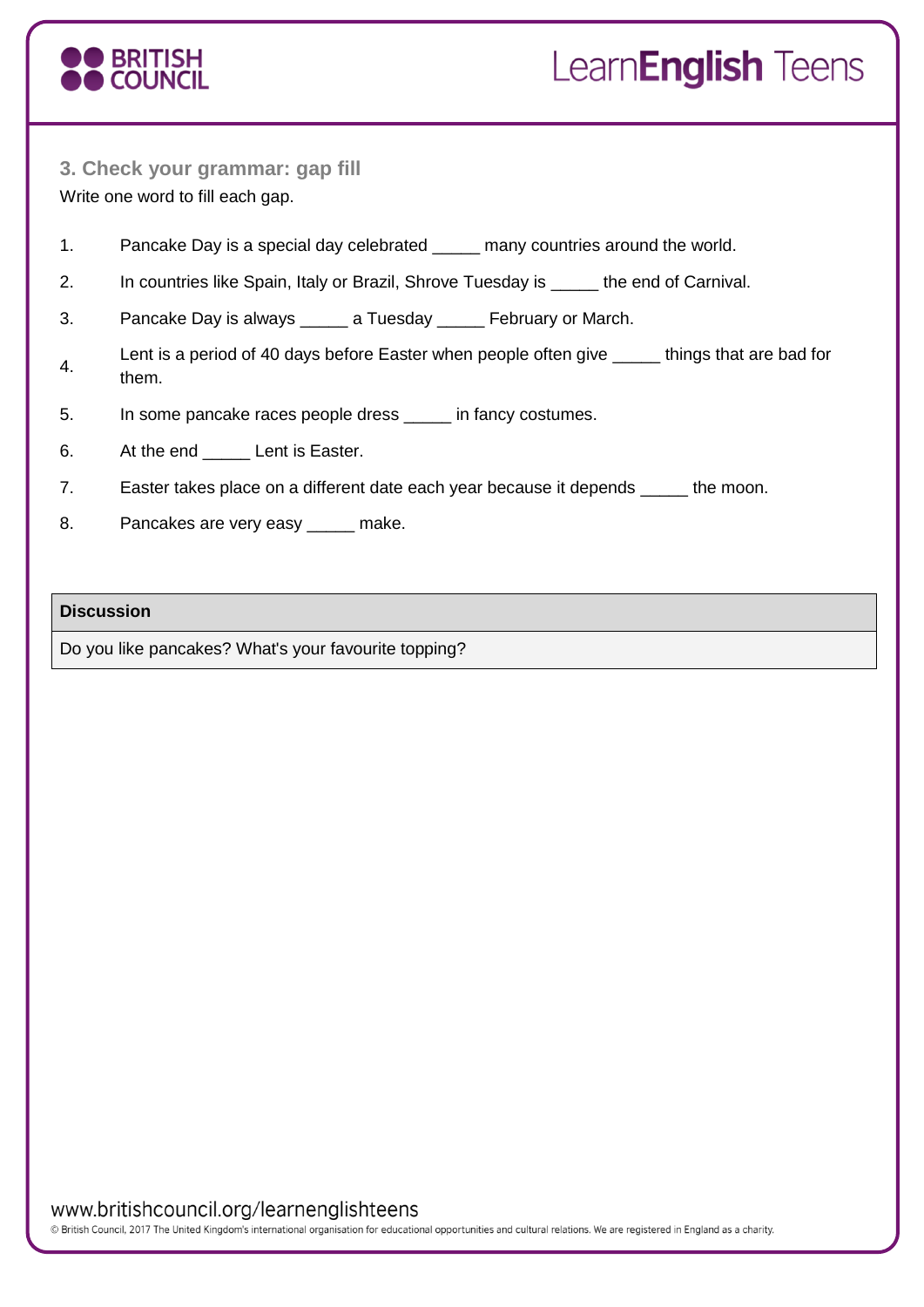### 3. Check your grammar: gap fill

Write one word to fill each gap.

1. Pancake Day is a special day celebrated _____ many countries around the world.
2. In countries like Spain, Italy or Brazil, Shrove Tuesday is _____ the end of Carnival.
3. Pancake Day is always _____ a Tuesday _____ February or March.
4. Lent is a period of 40 days before Easter when people often give _____ things that are bad for them.
5. In some pancake races people dress _____ in fancy costumes.
6. At the end _____ Lent is Easter.
7. Easter takes place on a different date each year because it depends _____ the moon.
8. Pancakes are very easy _____ make.

| Discussion |
|---|
| Do you like pancakes? What's your favourite topping? |